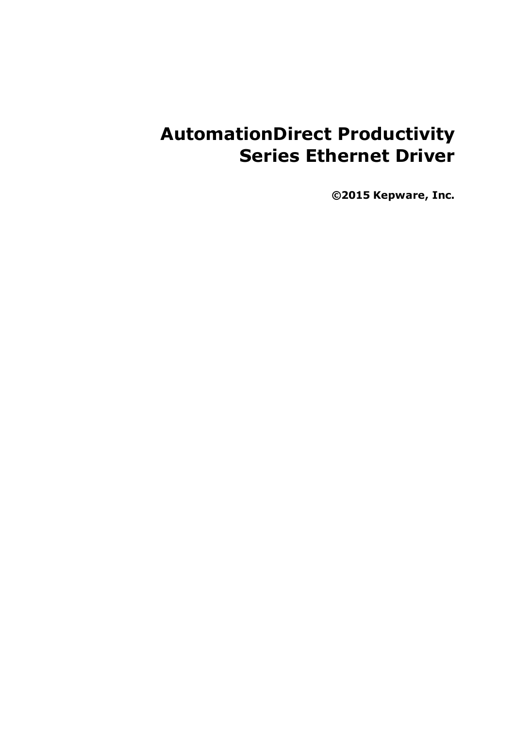# AutomationDirect Productivity Series Ethernet Driver

**©2015 Kepware, Inc.**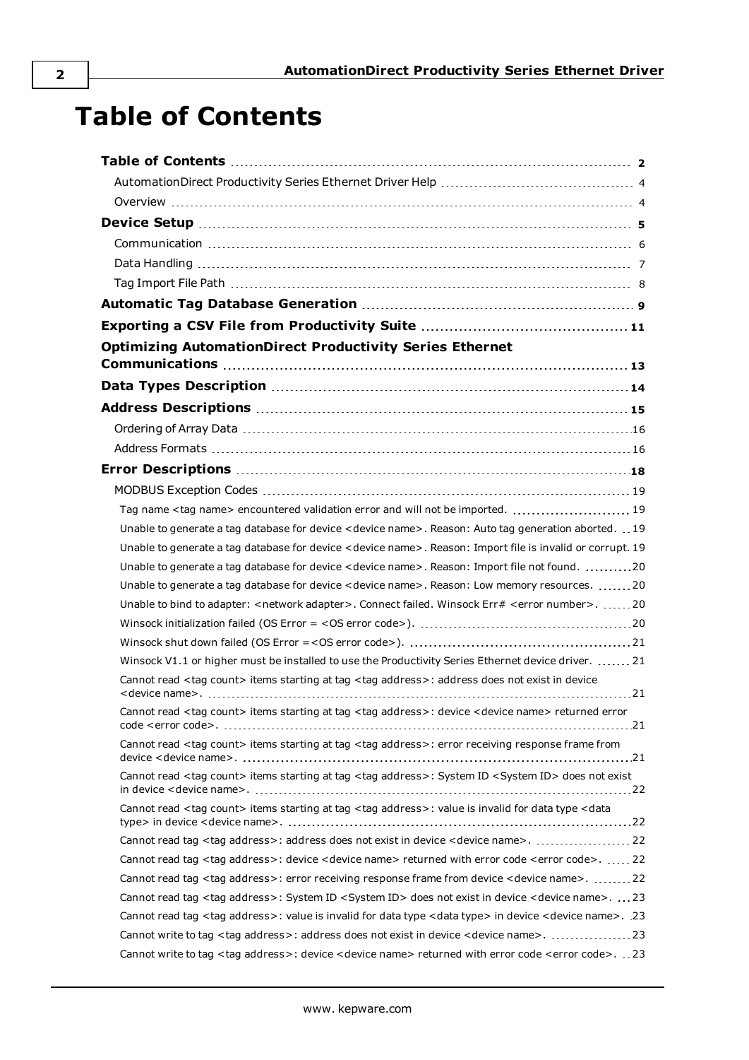# Table of Contents

**Table of Contents** ... **2**

AutomationDirect Productivity Series Ethernet Driver Help ... 4

Overview ... 4

**Device Setup** ... **5**

Communication ... 6

Data Handling ... 7

Tag Import File Path ... 8

**Automatic Tag Database Generation** ... **9**

**Exporting a CSV File from Productivity Suite** ... **11**

**Optimizing AutomationDirect Productivity Series Ethernet Communications** ... **13**

**Data Types Description** ... **14**

**Address Descriptions** ... **15**

Ordering of Array Data ... 16

Address Formats ... 16

**Error Descriptions** ... **18**

MODBUS Exception Codes ... 19

Tag name <tag name> encountered validation error and will not be imported. ... 19

Unable to generate a tag database for device <device name>. Reason: Auto tag generation aborted. ... 19

Unable to generate a tag database for device <device name>. Reason: Import file is invalid or corrupt. 19

Unable to generate a tag database for device <device name>. Reason: Import file not found. ... 20

Unable to generate a tag database for device <device name>. Reason: Low memory resources. ... 20

Unable to bind to adapter: <network adapter>. Connect failed. Winsock Err# <error number>. ... 20

Winsock initialization failed (OS Error = <OS error code>). ... 20

Winsock shut down failed (OS Error =<OS error code>). ... 21

Winsock V1.1 or higher must be installed to use the Productivity Series Ethernet device driver. ... 21

Cannot read <tag count> items starting at tag <tag address>: address does not exist in device <device name>. ... 21

Cannot read <tag count> items starting at tag <tag address>: device <device name> returned error code <error code>. ... 21

Cannot read <tag count> items starting at tag <tag address>: error receiving response frame from device <device name>. ... 21

Cannot read <tag count> items starting at tag <tag address>: System ID <System ID> does not exist in device <device name>. ... 22

Cannot read <tag count> items starting at tag <tag address>: value is invalid for data type <data type> in device <device name>. ... 22

Cannot read tag <tag address>: address does not exist in device <device name>. ... 22

Cannot read tag <tag address>: device <device name> returned with error code <error code>. ... 22

Cannot read tag <tag address>: error receiving response frame from device <device name>. ... 22

Cannot read tag <tag address>: System ID <System ID> does not exist in device <device name>. ... 23

Cannot read tag <tag address>: value is invalid for data type <data type> in device <device name>. ... 23

Cannot write to tag <tag address>: address does not exist in device <device name>. ... 23

Cannot write to tag <tag address>: device <device name> returned with error code <error code>. ... 23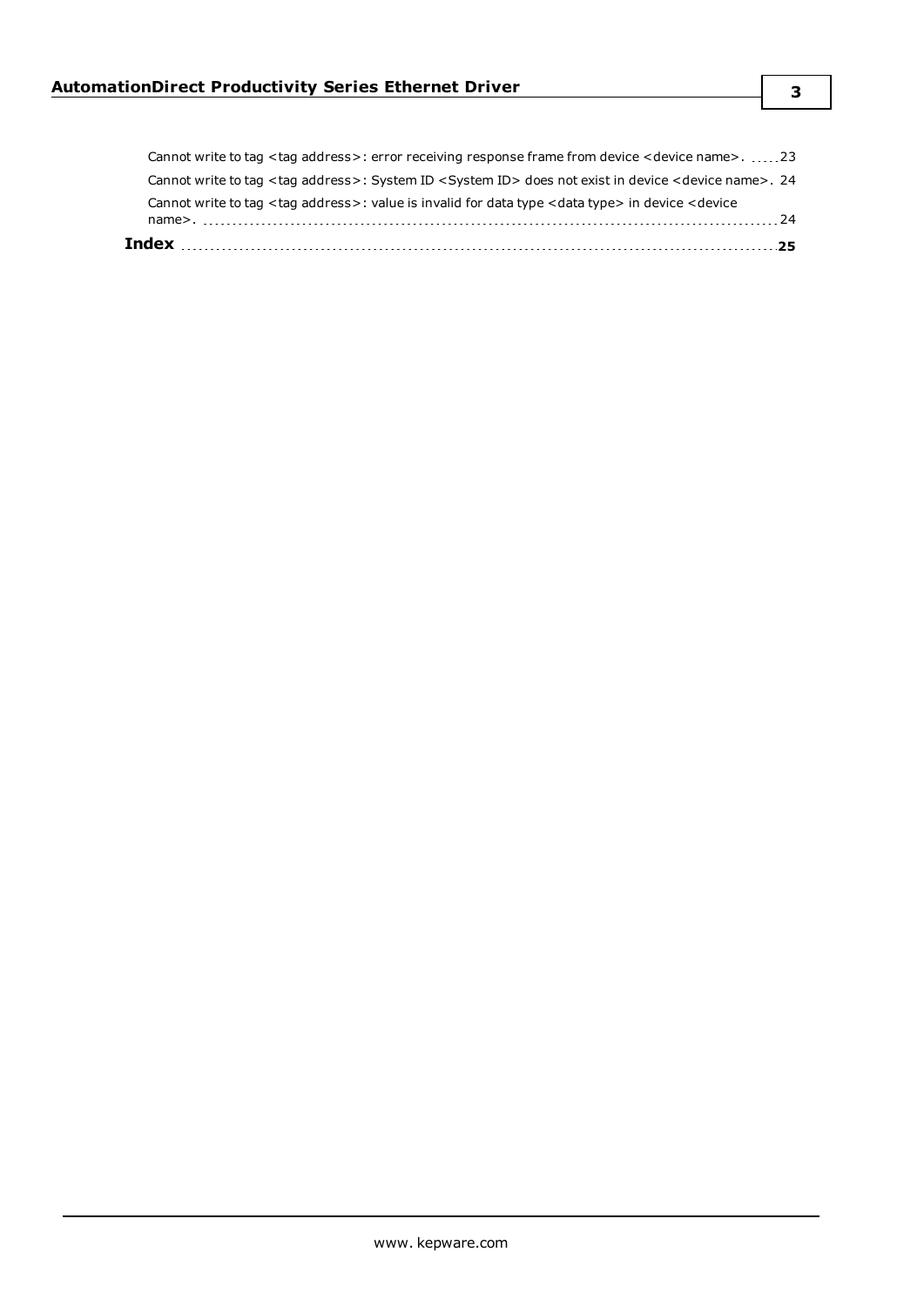Cannot write to tag <tag address>: error receiving response frame from device <device name>. 23

Cannot write to tag <tag address>: System ID <System ID> does not exist in device <device name>. 24

Cannot write to tag <tag address>: value is invalid for data type <data type> in device <device name>. 24

**Index** 25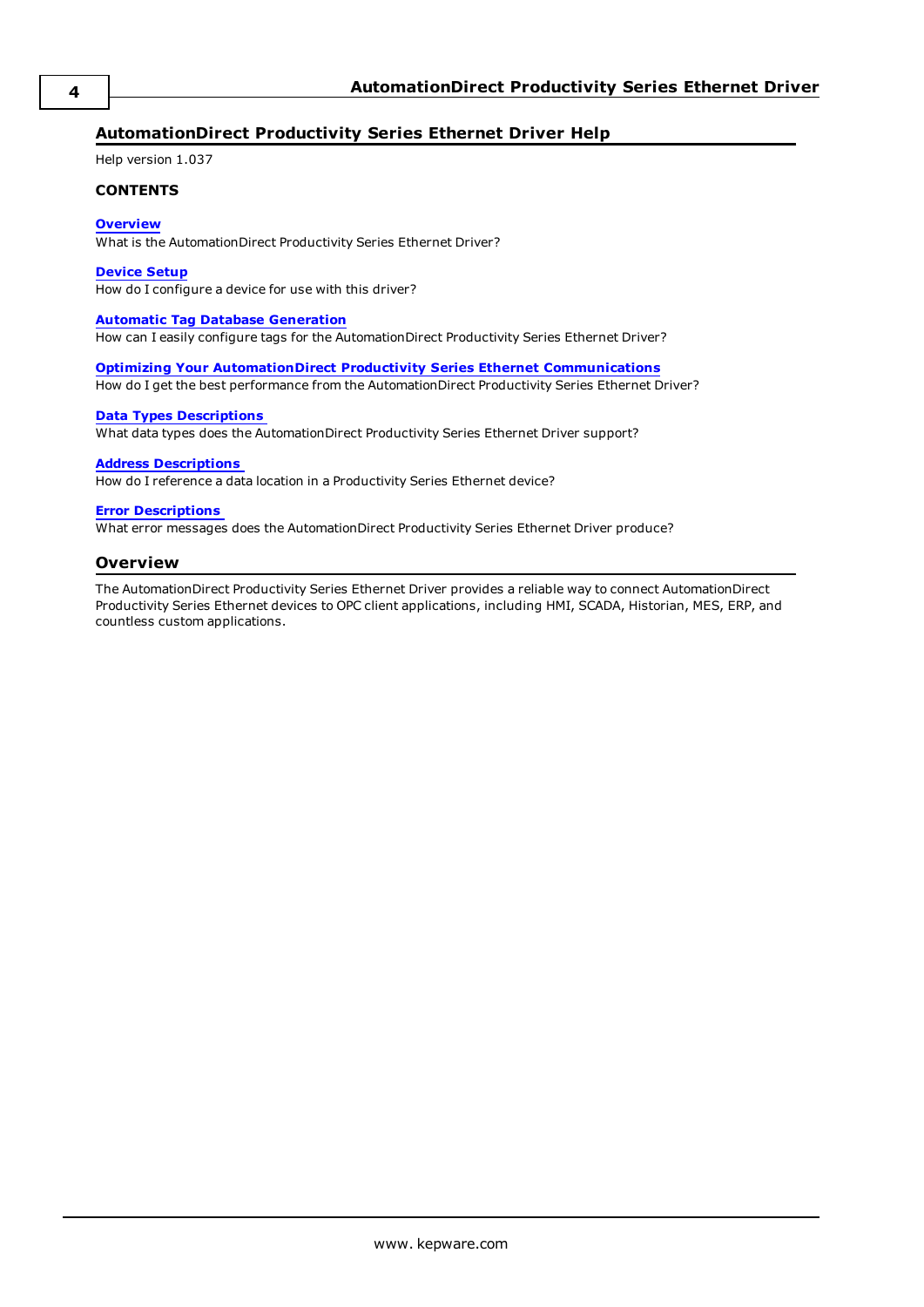## AutomationDirect Productivity Series Ethernet Driver Help

Help version 1.037

**CONTENTS**

**Overview**
What is the AutomationDirect Productivity Series Ethernet Driver?

**Device Setup**
How do I configure a device for use with this driver?

**Automatic Tag Database Generation**
How can I easily configure tags for the AutomationDirect Productivity Series Ethernet Driver?

**Optimizing Your AutomationDirect Productivity Series Ethernet Communications**
How do I get the best performance from the AutomationDirect Productivity Series Ethernet Driver?

**Data Types Descriptions**
What data types does the AutomationDirect Productivity Series Ethernet Driver support?

**Address Descriptions**
How do I reference a data location in a Productivity Series Ethernet device?

**Error Descriptions**
What error messages does the AutomationDirect Productivity Series Ethernet Driver produce?

## Overview

The AutomationDirect Productivity Series Ethernet Driver provides a reliable way to connect AutomationDirect Productivity Series Ethernet devices to OPC client applications, including HMI, SCADA, Historian, MES, ERP, and countless custom applications.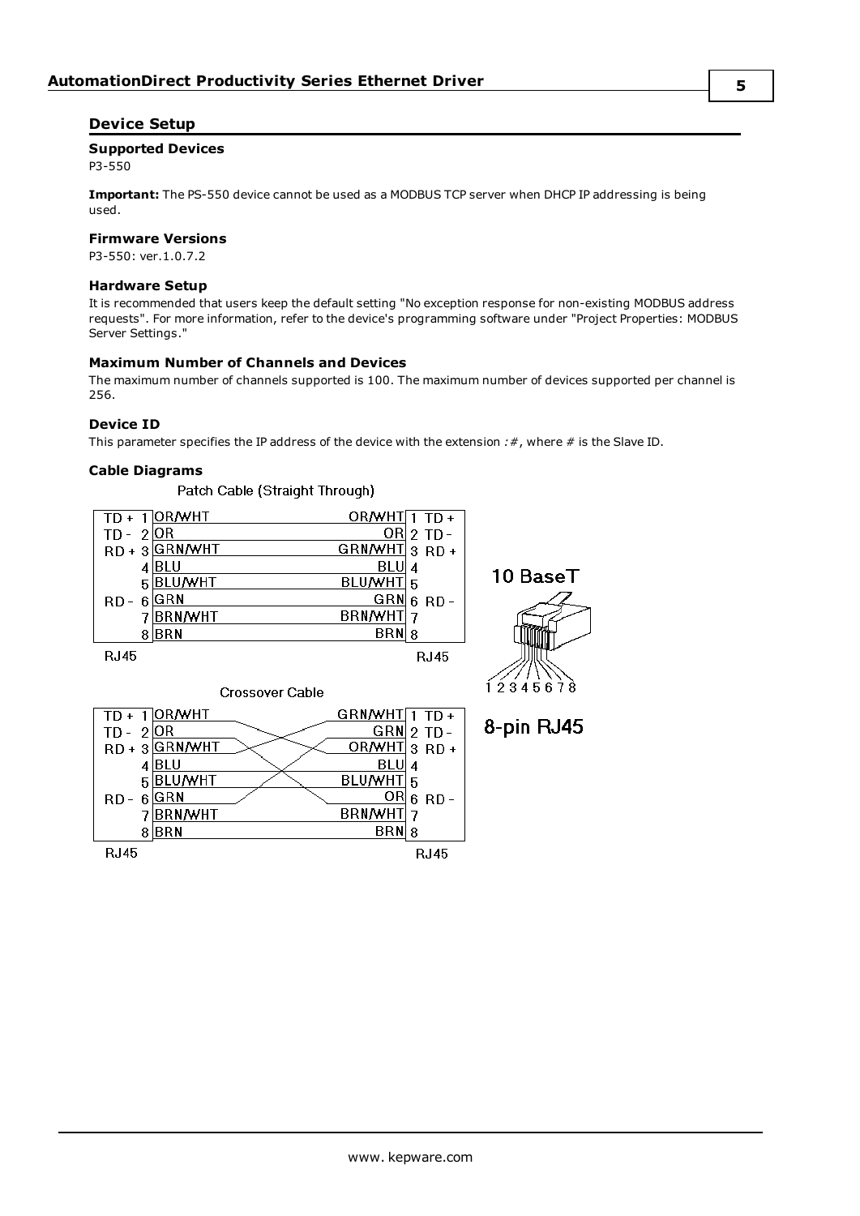## Device Setup

### Supported Devices

P3-550

**Important:** The PS-550 device cannot be used as a MODBUS TCP server when DHCP IP addressing is being used.

### Firmware Versions

P3-550: ver.1.0.7.2

### Hardware Setup

It is recommended that users keep the default setting "No exception response for non-existing MODBUS address requests". For more information, refer to the device's programming software under "Project Properties: MODBUS Server Settings."

### Maximum Number of Channels and Devices

The maximum number of channels supported is 100. The maximum number of devices supported per channel is 256.

### Device ID

This parameter specifies the IP address of the device with the extension *:#*, where # is the Slave ID.

### Cable Diagrams

Patch Cable (Straight Through)

| Signal | Pin | Color (RJ45) | Color (RJ45) | Pin | Signal |
|---|---|---|---|---|---|
| TD + | 1 | OR/WHT | OR/WHT | 1 | TD + |
| TD - | 2 | OR | OR | 2 | TD - |
| RD + | 3 | GRN/WHT | GRN/WHT | 3 | RD + |
| | 4 | BLU | BLU | 4 | |
| | 5 | BLU/WHT | BLU/WHT | 5 | |
| RD - | 6 | GRN | GRN | 6 | RD - |
| | 7 | BRN/WHT | BRN/WHT | 7 | |
| | 8 | BRN | BRN | 8 | |

RJ45 RJ45

10 BaseT

1 2 3 4 5 6 7 8

8-pin RJ45

Crossover Cable

| Signal | Pin | Color (RJ45) | Color (RJ45) | Pin | Signal |
|---|---|---|---|---|---|
| TD + | 1 | OR/WHT | GRN/WHT | 1 | TD + |
| TD - | 2 | OR | GRN | 2 | TD - |
| RD + | 3 | GRN/WHT | OR/WHT | 3 | RD + |
| | 4 | BLU | BLU | 4 | |
| | 5 | BLU/WHT | BLU/WHT | 5 | |
| RD - | 6 | GRN | OR | 6 | RD - |
| | 7 | BRN/WHT | BRN/WHT | 7 | |
| | 8 | BRN | BRN | 8 | |

RJ45 RJ45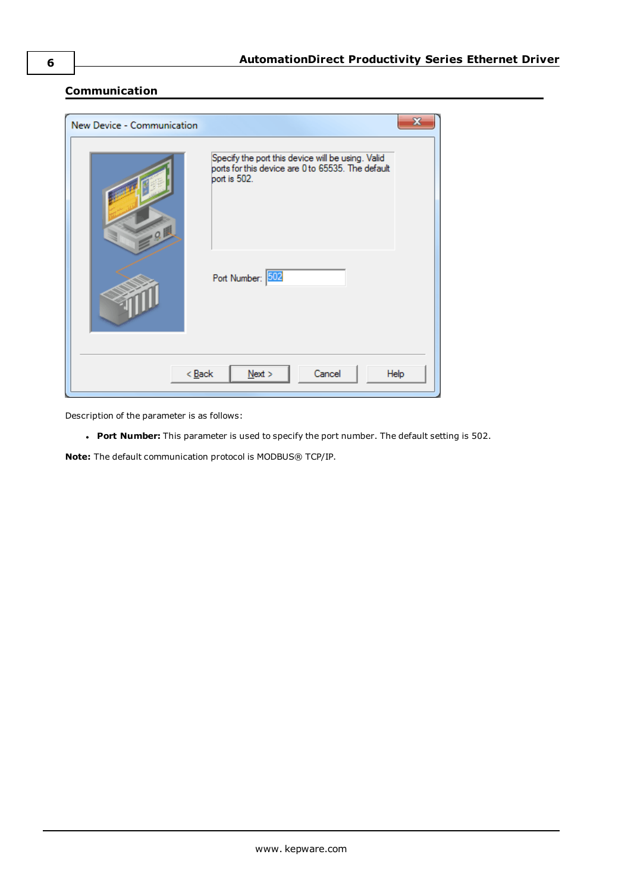## Communication

Description of the parameter is as follows:

- **Port Number:** This parameter is used to specify the port number. The default setting is 502.

**Note:** The default communication protocol is MODBUS® TCP/IP.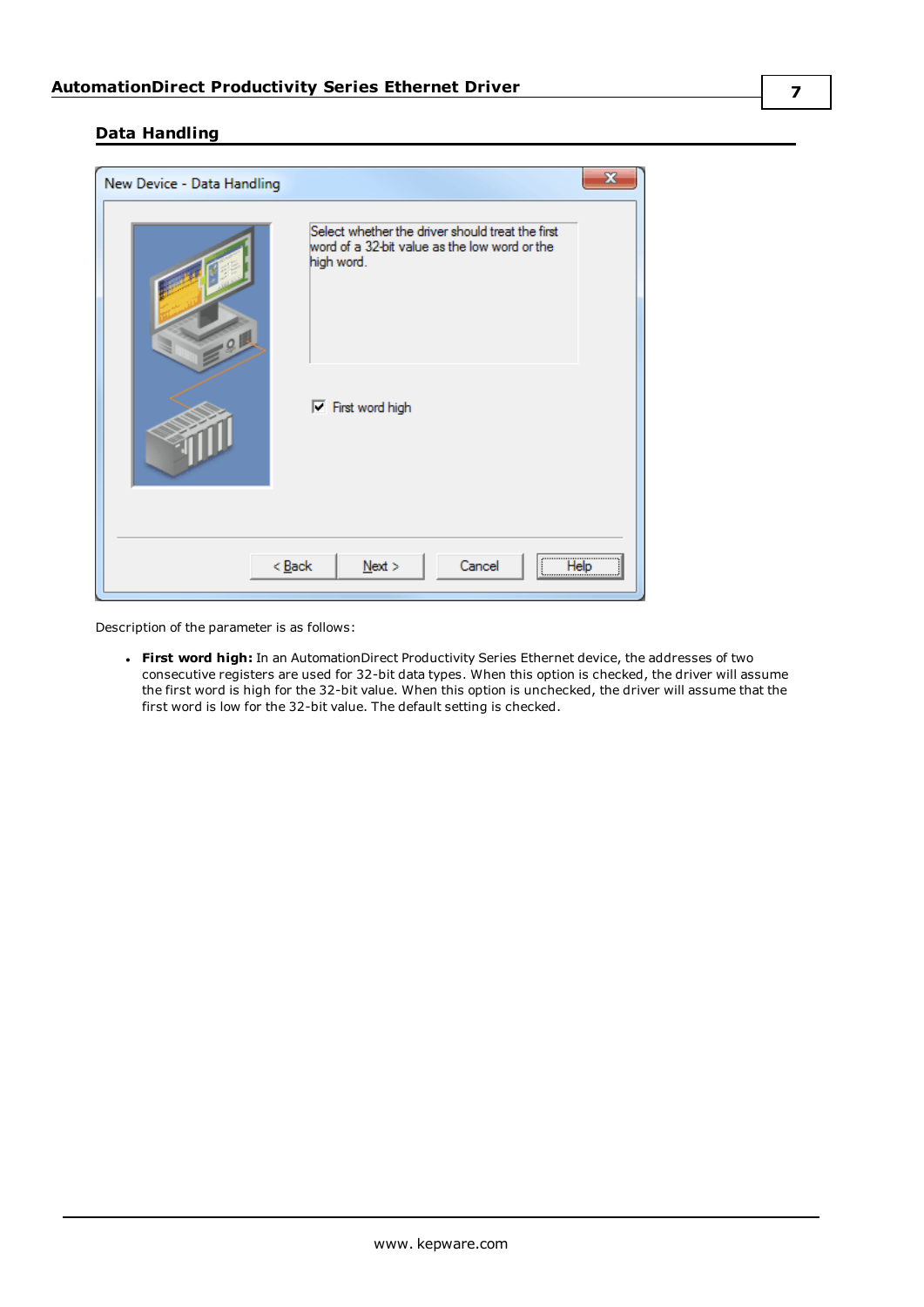## Data Handling

Description of the parameter is as follows:

- **First word high:** In an AutomationDirect Productivity Series Ethernet device, the addresses of two consecutive registers are used for 32-bit data types. When this option is checked, the driver will assume the first word is high for the 32-bit value. When this option is unchecked, the driver will assume that the first word is low for the 32-bit value. The default setting is checked.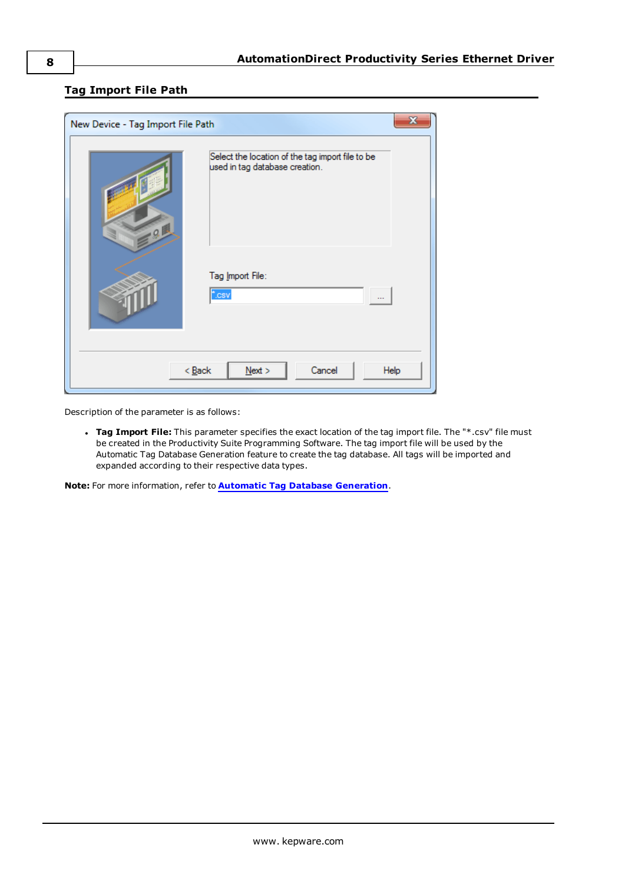## Tag Import File Path

Description of the parameter is as follows:

- **Tag Import File:** This parameter specifies the exact location of the tag import file. The "*.csv" file must be created in the Productivity Suite Programming Software. The tag import file will be used by the Automatic Tag Database Generation feature to create the tag database. All tags will be imported and expanded according to their respective data types.

**Note:** For more information, refer to **Automatic Tag Database Generation**.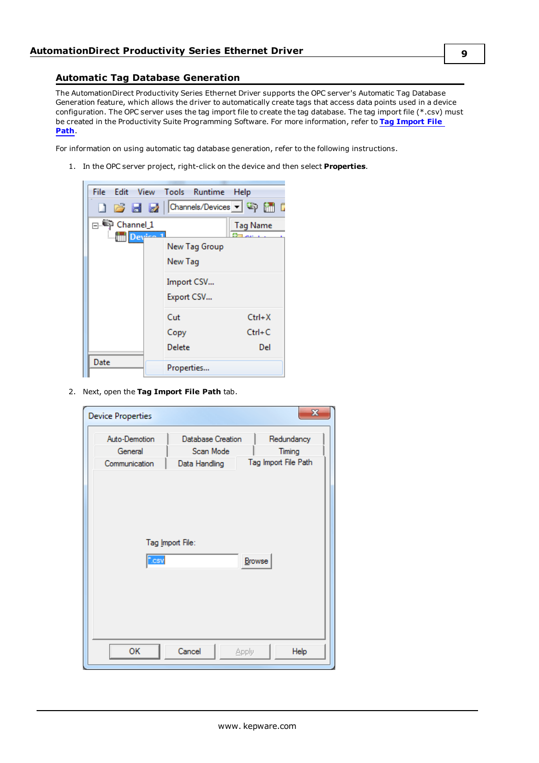## Automatic Tag Database Generation

The AutomationDirect Productivity Series Ethernet Driver supports the OPC server's Automatic Tag Database Generation feature, which allows the driver to automatically create tags that access data points used in a device configuration. The OPC server uses the tag import file to create the tag database. The tag import file (*.csv) must be created in the Productivity Suite Programming Software. For more information, refer to **Tag Import File Path**.

For information on using automatic tag database generation, refer to the following instructions.

1. In the OPC server project, right-click on the device and then select **Properties**.

2. Next, open the **Tag Import File Path** tab.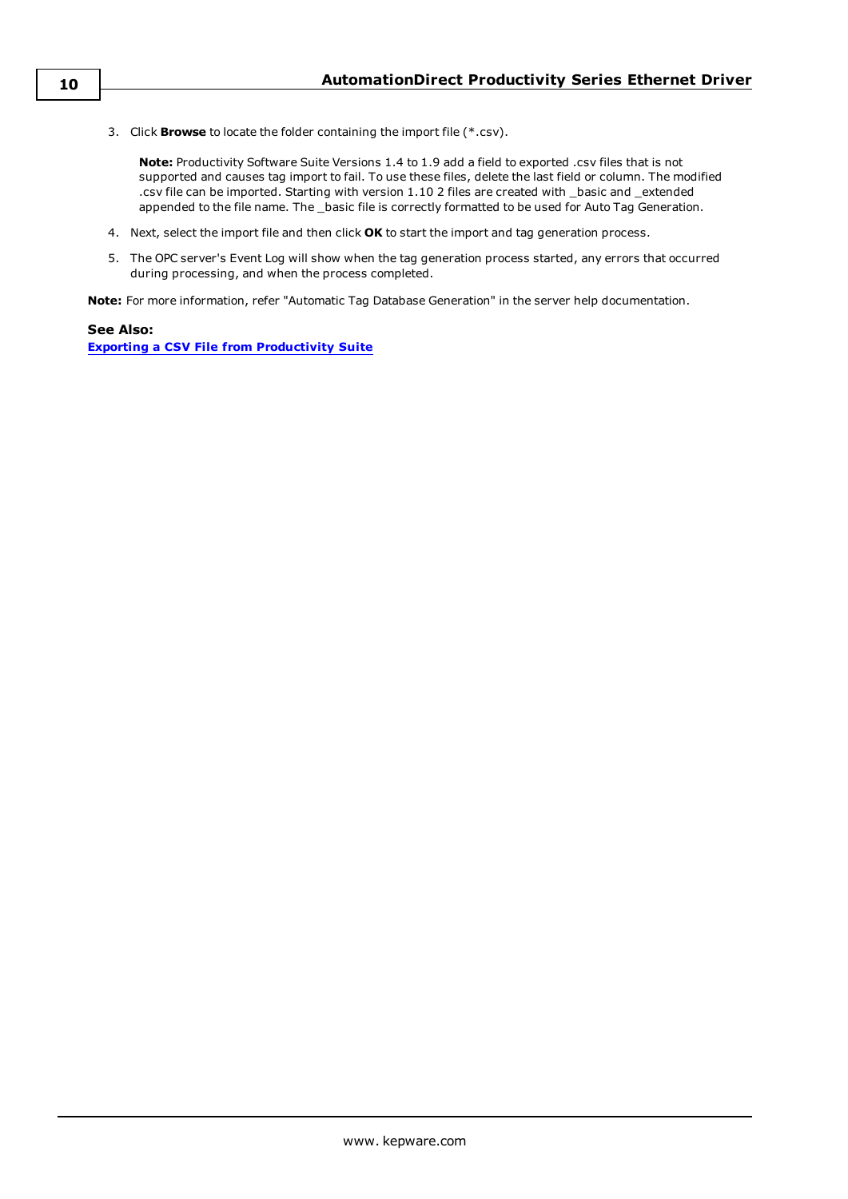3. Click **Browse** to locate the folder containing the import file (*.csv).

   **Note:** Productivity Software Suite Versions 1.4 to 1.9 add a field to exported .csv files that is not supported and causes tag import to fail. To use these files, delete the last field or column. The modified .csv file can be imported. Starting with version 1.10 2 files are created with _basic and _extended appended to the file name. The _basic file is correctly formatted to be used for Auto Tag Generation.

4. Next, select the import file and then click **OK** to start the import and tag generation process.
5. The OPC server's Event Log will show when the tag generation process started, any errors that occurred during processing, and when the process completed.

**Note:** For more information, refer "Automatic Tag Database Generation" in the server help documentation.

**See Also:**
**Exporting a CSV File from Productivity Suite**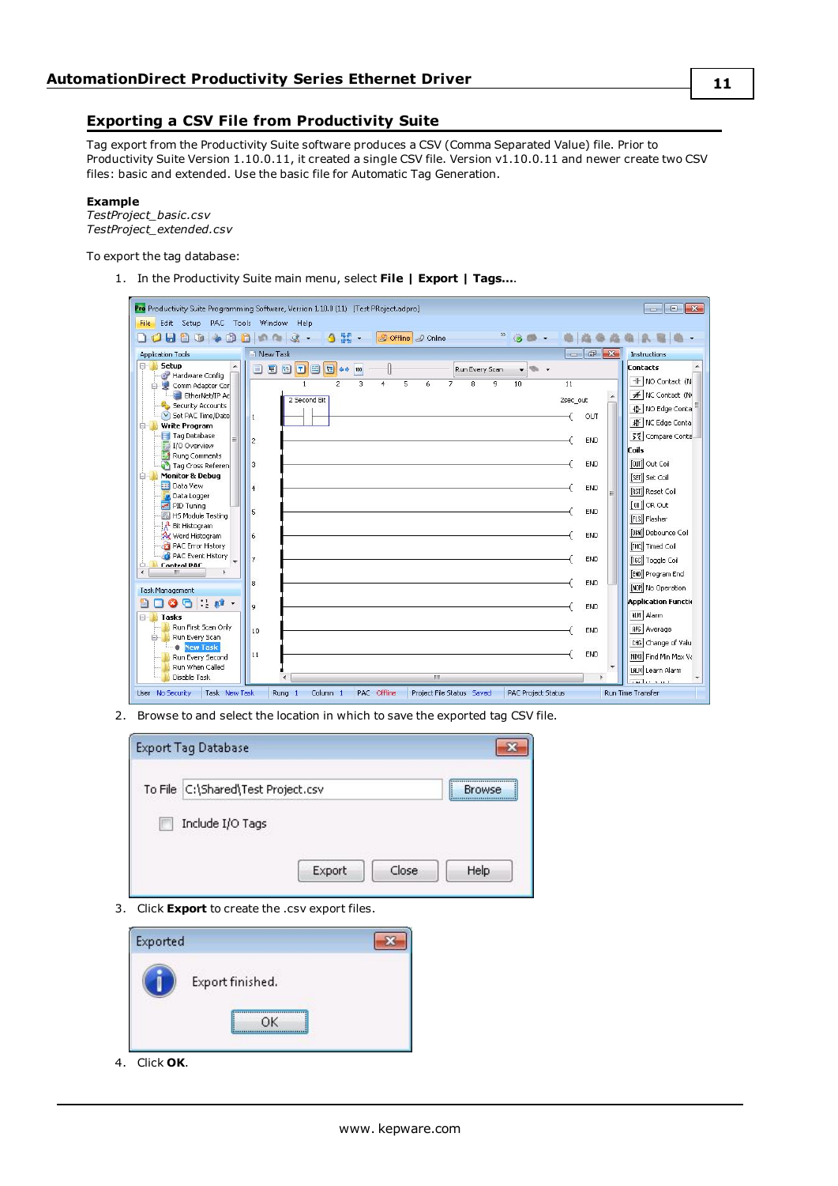## Exporting a CSV File from Productivity Suite

Tag export from the Productivity Suite software produces a CSV (Comma Separated Value) file. Prior to Productivity Suite Version 1.10.0.11, it created a single CSV file. Version v1.10.0.11 and newer create two CSV files: basic and extended. Use the basic file for Automatic Tag Generation.

**Example**

*TestProject_basic.csv*
*TestProject_extended.csv*

To export the tag database:

1. In the Productivity Suite main menu, select **File | Export | Tags...**.
2. Browse to and select the location in which to save the exported tag CSV file.
3. Click **Export** to create the .csv export files.
4. Click **OK**.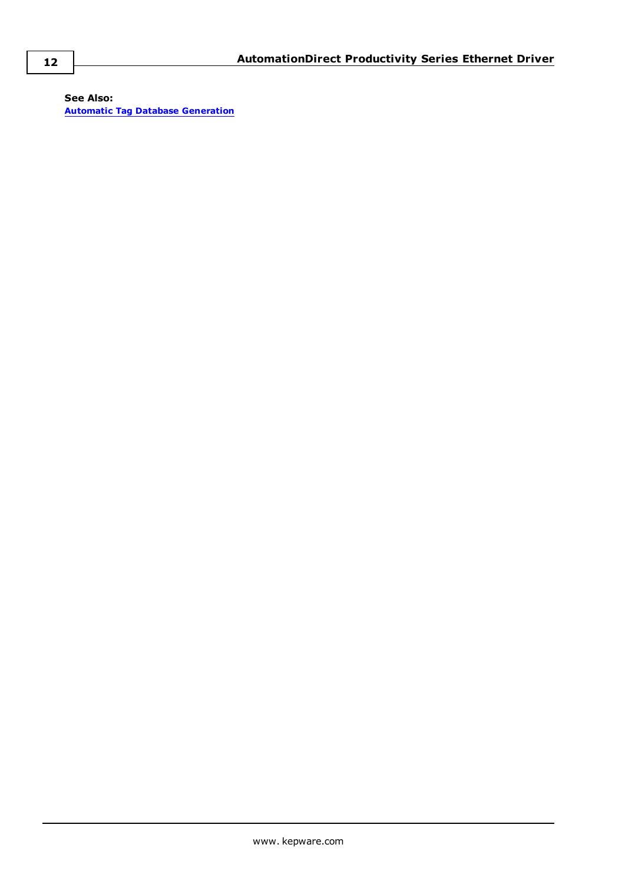**See Also:**
**Automatic Tag Database Generation**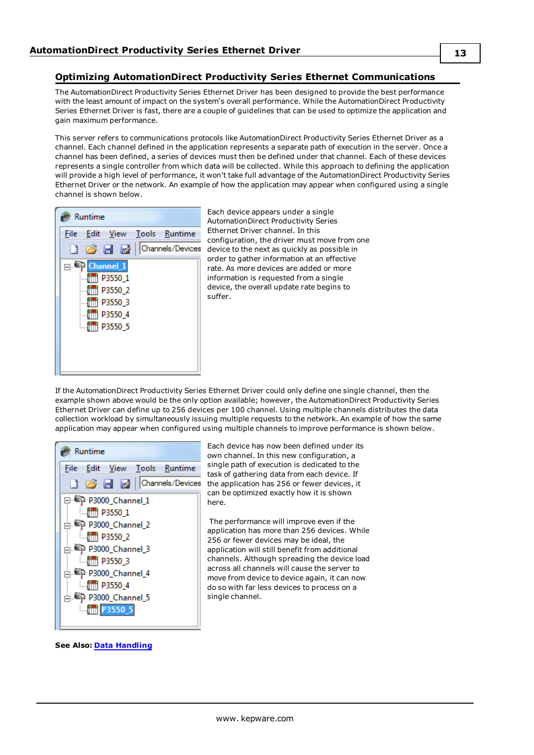## Optimizing AutomationDirect Productivity Series Ethernet Communications

The AutomationDirect Productivity Series Ethernet Driver has been designed to provide the best performance with the least amount of impact on the system's overall performance. While the AutomationDirect Productivity Series Ethernet Driver is fast, there are a couple of guidelines that can be used to optimize the application and gain maximum performance.

This server refers to communications protocols like AutomationDirect Productivity Series Ethernet Driver as a channel. Each channel defined in the application represents a separate path of execution in the server. Once a channel has been defined, a series of devices must then be defined under that channel. Each of these devices represents a single controller from which data will be collected. While this approach to defining the application will provide a high level of performance, it won't take full advantage of the AutomationDirect Productivity Series Ethernet Driver or the network. An example of how the application may appear when configured using a single channel is shown below.

Each device appears under a single AutomationDirect Productivity Series Ethernet Driver channel. In this configuration, the driver must move from one device to the next as quickly as possible in order to gather information at an effective rate. As more devices are added or more information is requested from a single device, the overall update rate begins to suffer.

If the AutomationDirect Productivity Series Ethernet Driver could only define one single channel, then the example shown above would be the only option available; however, the AutomationDirect Productivity Series Ethernet Driver can define up to 256 devices per 100 channel. Using multiple channels distributes the data collection workload by simultaneously issuing multiple requests to the network. An example of how the same application may appear when configured using multiple channels to improve performance is shown below.

Each device has now been defined under its own channel. In this new configuration, a single path of execution is dedicated to the task of gathering data from each device. If the application has 256 or fewer devices, it can be optimized exactly how it is shown here.

The performance will improve even if the application has more than 256 devices. While 256 or fewer devices may be ideal, the application will still benefit from additional channels. Although spreading the device load across all channels will cause the server to move from device to device again, it can now do so with far less devices to process on a single channel.

**See Also:** Data Handling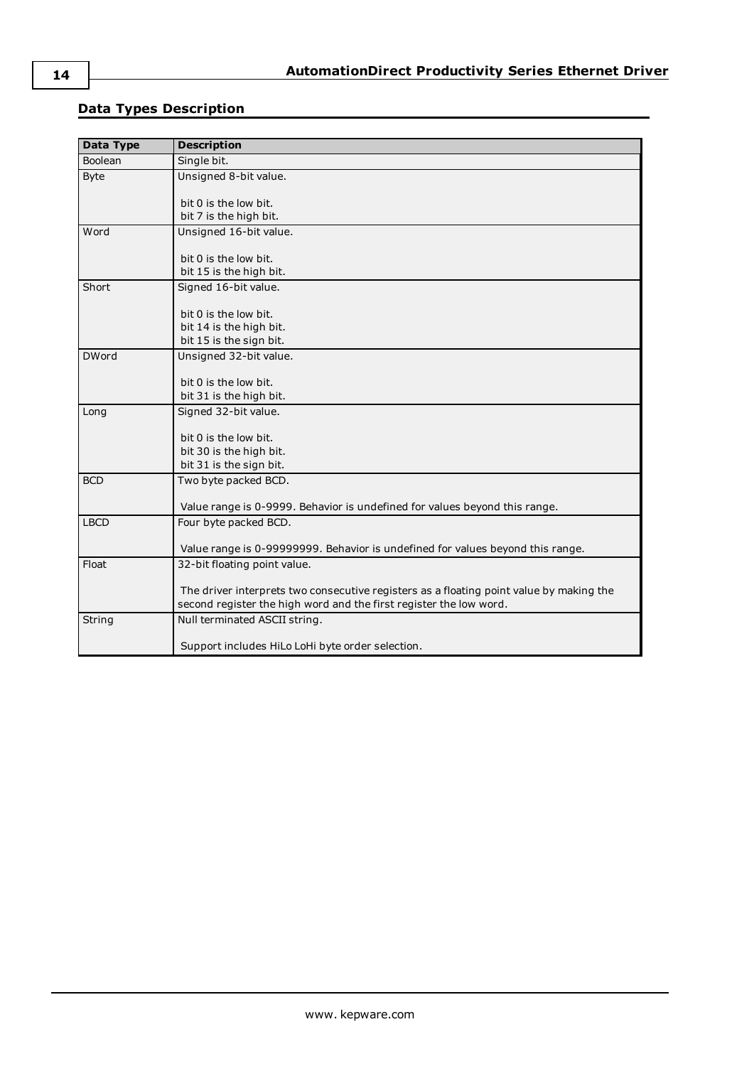## Data Types Description

| Data Type | Description |
|---|---|
| Boolean | Single bit. |
| Byte | Unsigned 8-bit value.<br><br>bit 0 is the low bit.<br>bit 7 is the high bit. |
| Word | Unsigned 16-bit value.<br><br>bit 0 is the low bit.<br>bit 15 is the high bit. |
| Short | Signed 16-bit value.<br><br>bit 0 is the low bit.<br>bit 14 is the high bit.<br>bit 15 is the sign bit. |
| DWord | Unsigned 32-bit value.<br><br>bit 0 is the low bit.<br>bit 31 is the high bit. |
| Long | Signed 32-bit value.<br><br>bit 0 is the low bit.<br>bit 30 is the high bit.<br>bit 31 is the sign bit. |
| BCD | Two byte packed BCD.<br><br>Value range is 0-9999. Behavior is undefined for values beyond this range. |
| LBCD | Four byte packed BCD.<br><br>Value range is 0-99999999. Behavior is undefined for values beyond this range. |
| Float | 32-bit floating point value.<br><br>The driver interprets two consecutive registers as a floating point value by making the second register the high word and the first register the low word. |
| String | Null terminated ASCII string.<br><br>Support includes HiLo LoHi byte order selection. |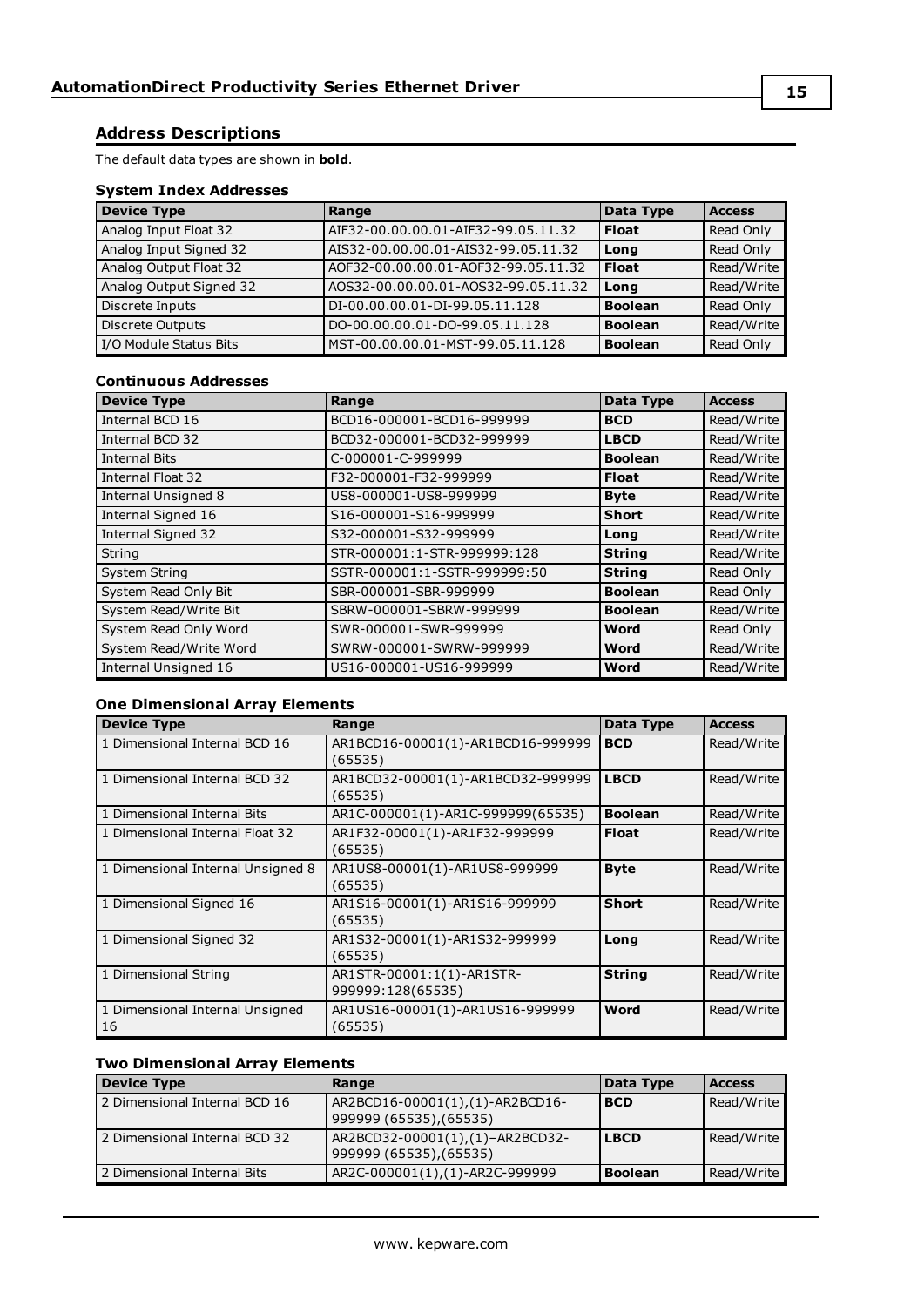## Address Descriptions

The default data types are shown in **bold**.

### System Index Addresses

| Device Type | Range | Data Type | Access |
|---|---|---|---|
| Analog Input Float 32 | AIF32-00.00.00.01-AIF32-99.05.11.32 | **Float** | Read Only |
| Analog Input Signed 32 | AIS32-00.00.00.01-AIS32-99.05.11.32 | **Long** | Read Only |
| Analog Output Float 32 | AOF32-00.00.00.01-AOF32-99.05.11.32 | **Float** | Read/Write |
| Analog Output Signed 32 | AOS32-00.00.00.01-AOS32-99.05.11.32 | **Long** | Read/Write |
| Discrete Inputs | DI-00.00.00.01-DI-99.05.11.128 | **Boolean** | Read Only |
| Discrete Outputs | DO-00.00.00.01-DO-99.05.11.128 | **Boolean** | Read/Write |
| I/O Module Status Bits | MST-00.00.00.01-MST-99.05.11.128 | **Boolean** | Read Only |

### Continuous Addresses

| Device Type | Range | Data Type | Access |
|---|---|---|---|
| Internal BCD 16 | BCD16-000001-BCD16-999999 | **BCD** | Read/Write |
| Internal BCD 32 | BCD32-000001-BCD32-999999 | **LBCD** | Read/Write |
| Internal Bits | C-000001-C-999999 | **Boolean** | Read/Write |
| Internal Float 32 | F32-000001-F32-999999 | **Float** | Read/Write |
| Internal Unsigned 8 | US8-000001-US8-999999 | **Byte** | Read/Write |
| Internal Signed 16 | S16-000001-S16-999999 | **Short** | Read/Write |
| Internal Signed 32 | S32-000001-S32-999999 | **Long** | Read/Write |
| String | STR-000001:1-STR-999999:128 | **String** | Read/Write |
| System String | SSTR-000001:1-SSTR-999999:50 | **String** | Read Only |
| System Read Only Bit | SBR-000001-SBR-999999 | **Boolean** | Read Only |
| System Read/Write Bit | SBRW-000001-SBRW-999999 | **Boolean** | Read/Write |
| System Read Only Word | SWR-000001-SWR-999999 | **Word** | Read Only |
| System Read/Write Word | SWRW-000001-SWRW-999999 | **Word** | Read/Write |
| Internal Unsigned 16 | US16-000001-US16-999999 | **Word** | Read/Write |

### One Dimensional Array Elements

| Device Type | Range | Data Type | Access |
|---|---|---|---|
| 1 Dimensional Internal BCD 16 | AR1BCD16-00001(1)-AR1BCD16-999999 (65535) | **BCD** | Read/Write |
| 1 Dimensional Internal BCD 32 | AR1BCD32-00001(1)-AR1BCD32-999999 (65535) | **LBCD** | Read/Write |
| 1 Dimensional Internal Bits | AR1C-000001(1)-AR1C-999999(65535) | **Boolean** | Read/Write |
| 1 Dimensional Internal Float 32 | AR1F32-00001(1)-AR1F32-999999 (65535) | **Float** | Read/Write |
| 1 Dimensional Internal Unsigned 8 | AR1US8-00001(1)-AR1US8-999999 (65535) | **Byte** | Read/Write |
| 1 Dimensional Signed 16 | AR1S16-00001(1)-AR1S16-999999 (65535) | **Short** | Read/Write |
| 1 Dimensional Signed 32 | AR1S32-00001(1)-AR1S32-999999 (65535) | **Long** | Read/Write |
| 1 Dimensional String | AR1STR-00001:1(1)-AR1STR-999999:128(65535) | **String** | Read/Write |
| 1 Dimensional Internal Unsigned 16 | AR1US16-00001(1)-AR1US16-999999 (65535) | **Word** | Read/Write |

### Two Dimensional Array Elements

| Device Type | Range | Data Type | Access |
|---|---|---|---|
| 2 Dimensional Internal BCD 16 | AR2BCD16-00001(1),(1)-AR2BCD16-999999 (65535),(65535) | **BCD** | Read/Write |
| 2 Dimensional Internal BCD 32 | AR2BCD32-00001(1),(1)–AR2BCD32-999999 (65535),(65535) | **LBCD** | Read/Write |
| 2 Dimensional Internal Bits | AR2C-000001(1),(1)-AR2C-999999 | **Boolean** | Read/Write |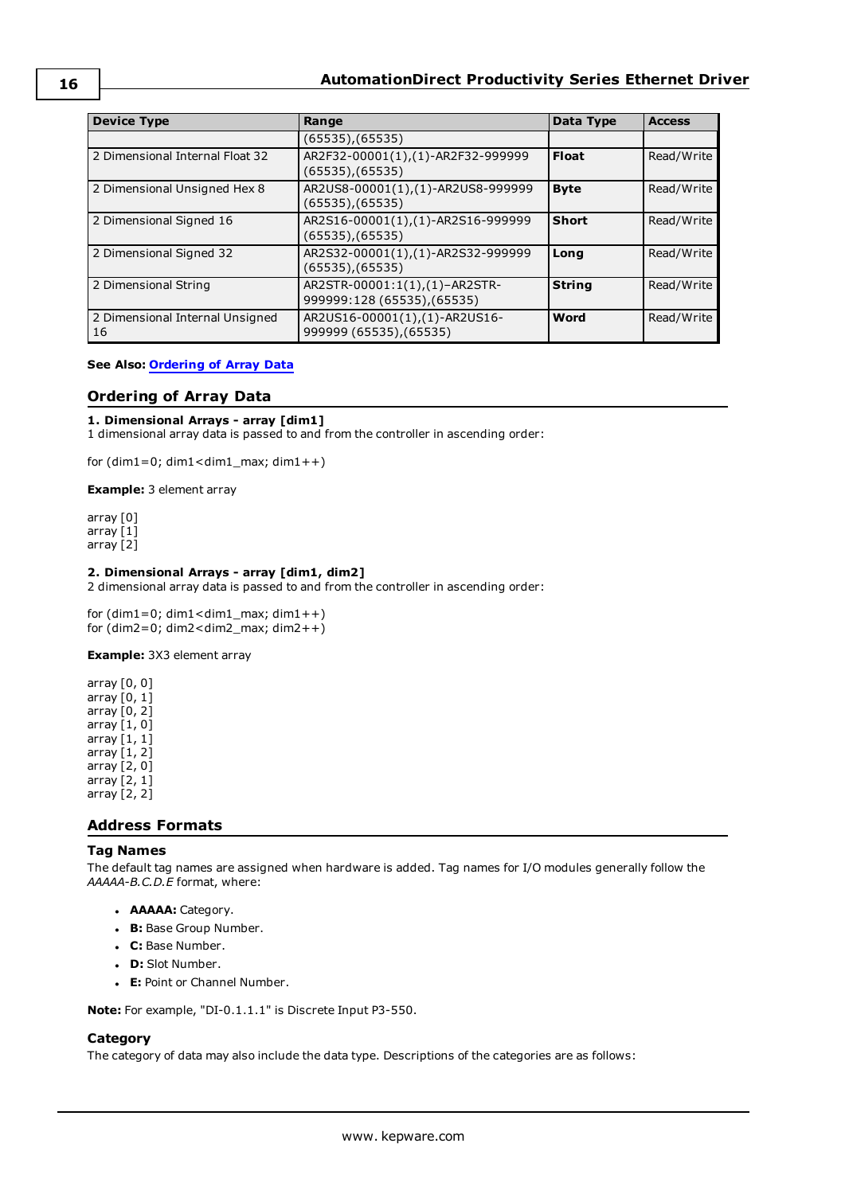| Device Type | Range | Data Type | Access |
|---|---|---|---|
| | (65535),(65535) | | |
| 2 Dimensional Internal Float 32 | AR2F32-00001(1),(1)-AR2F32-999999 (65535),(65535) | **Float** | Read/Write |
| 2 Dimensional Unsigned Hex 8 | AR2US8-00001(1),(1)-AR2US8-999999 (65535),(65535) | **Byte** | Read/Write |
| 2 Dimensional Signed 16 | AR2S16-00001(1),(1)-AR2S16-999999 (65535),(65535) | **Short** | Read/Write |
| 2 Dimensional Signed 32 | AR2S32-00001(1),(1)-AR2S32-999999 (65535),(65535) | **Long** | Read/Write |
| 2 Dimensional String | AR2STR-00001:1(1),(1)–AR2STR-999999:128 (65535),(65535) | **String** | Read/Write |
| 2 Dimensional Internal Unsigned 16 | AR2US16-00001(1),(1)-AR2US16-999999 (65535),(65535) | **Word** | Read/Write |

**See Also:** Ordering of Array Data

## Ordering of Array Data

**1. Dimensional Arrays - array [dim1]**
1 dimensional array data is passed to and from the controller in ascending order:

for (dim1=0; dim1<dim1_max; dim1++)

**Example:** 3 element array

array [0]
array [1]
array [2]

**2. Dimensional Arrays - array [dim1, dim2]**
2 dimensional array data is passed to and from the controller in ascending order:

for (dim1=0; dim1<dim1_max; dim1++)
for (dim2=0; dim2<dim2_max; dim2++)

**Example:** 3X3 element array

array [0, 0]
array [0, 1]
array [0, 2]
array [1, 0]
array [1, 1]
array [1, 2]
array [2, 0]
array [2, 1]
array [2, 2]

## Address Formats

### Tag Names

The default tag names are assigned when hardware is added. Tag names for I/O modules generally follow the *AAAAA-B.C.D.E* format, where:

- **AAAAA:** Category.
- **B:** Base Group Number.
- **C:** Base Number.
- **D:** Slot Number.
- **E:** Point or Channel Number.

**Note:** For example, "DI-0.1.1.1" is Discrete Input P3-550.

### Category

The category of data may also include the data type. Descriptions of the categories are as follows: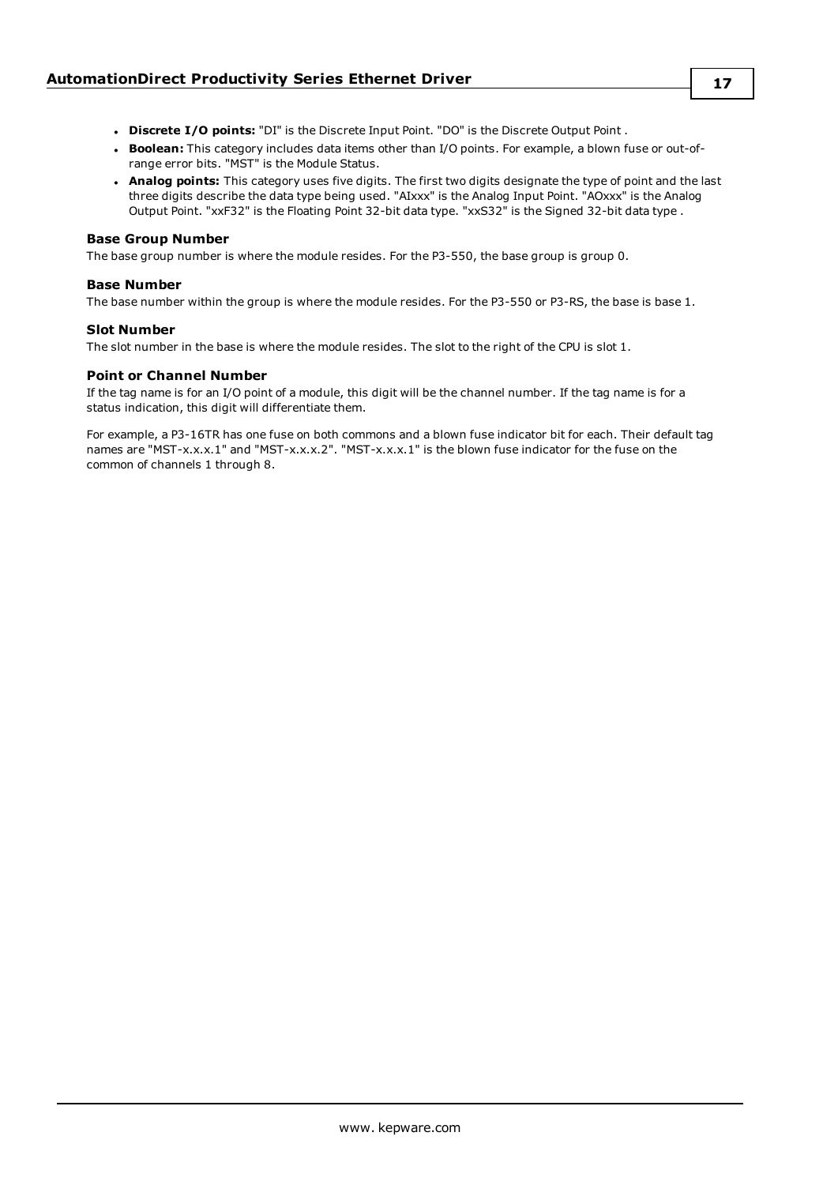- **Discrete I/O points:** "DI" is the Discrete Input Point. "DO" is the Discrete Output Point .
- **Boolean:** This category includes data items other than I/O points. For example, a blown fuse or out-of-range error bits. "MST" is the Module Status.
- **Analog points:** This category uses five digits. The first two digits designate the type of point and the last three digits describe the data type being used. "AIxxx" is the Analog Input Point. "AOxxx" is the Analog Output Point. "xxF32" is the Floating Point 32-bit data type. "xxS32" is the Signed 32-bit data type .

### Base Group Number

The base group number is where the module resides. For the P3-550, the base group is group 0.

### Base Number

The base number within the group is where the module resides. For the P3-550 or P3-RS, the base is base 1.

### Slot Number

The slot number in the base is where the module resides. The slot to the right of the CPU is slot 1.

### Point or Channel Number

If the tag name is for an I/O point of a module, this digit will be the channel number. If the tag name is for a status indication, this digit will differentiate them.

For example, a P3-16TR has one fuse on both commons and a blown fuse indicator bit for each. Their default tag names are "MST-x.x.x.1" and "MST-x.x.x.2". "MST-x.x.x.1" is the blown fuse indicator for the fuse on the common of channels 1 through 8.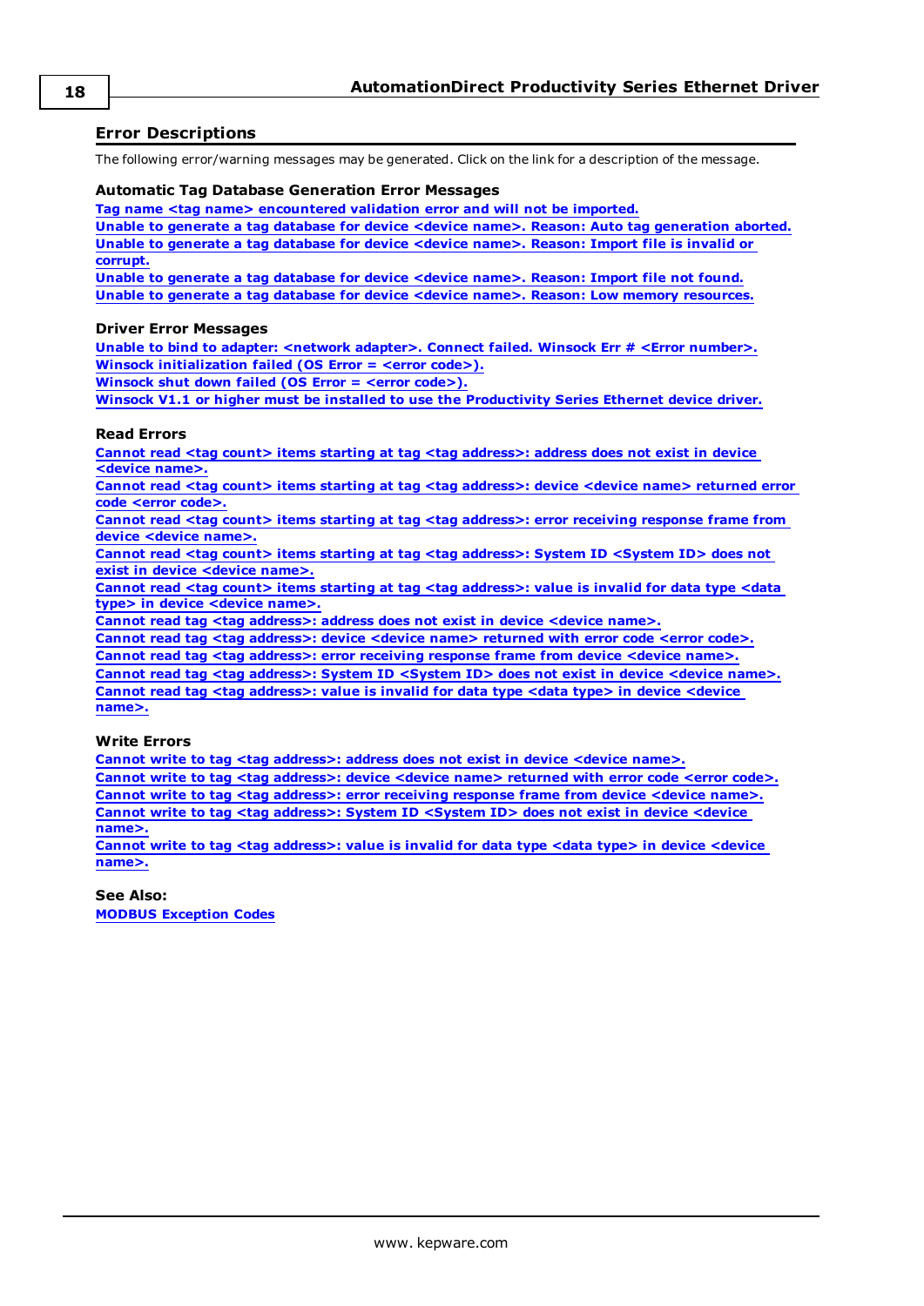## Error Descriptions

The following error/warning messages may be generated. Click on the link for a description of the message.

### Automatic Tag Database Generation Error Messages

**Tag name <tag name> encountered validation error and will not be imported.**
**Unable to generate a tag database for device <device name>. Reason: Auto tag generation aborted.**
**Unable to generate a tag database for device <device name>. Reason: Import file is invalid or corrupt.**
**Unable to generate a tag database for device <device name>. Reason: Import file not found.**
**Unable to generate a tag database for device <device name>. Reason: Low memory resources.**

### Driver Error Messages

**Unable to bind to adapter: <network adapter>. Connect failed. Winsock Err # <Error number>.**
**Winsock initialization failed (OS Error = <error code>).**
**Winsock shut down failed (OS Error = <error code>).**
**Winsock V1.1 or higher must be installed to use the Productivity Series Ethernet device driver.**

### Read Errors

**Cannot read <tag count> items starting at tag <tag address>: address does not exist in device <device name>.**
**Cannot read <tag count> items starting at tag <tag address>: device <device name> returned error code <error code>.**
**Cannot read <tag count> items starting at tag <tag address>: error receiving response frame from device <device name>.**
**Cannot read <tag count> items starting at tag <tag address>: System ID <System ID> does not exist in device <device name>.**
**Cannot read <tag count> items starting at tag <tag address>: value is invalid for data type <data type> in device <device name>.**
**Cannot read tag <tag address>: address does not exist in device <device name>.**
**Cannot read tag <tag address>: device <device name> returned with error code <error code>.**
**Cannot read tag <tag address>: error receiving response frame from device <device name>.**
**Cannot read tag <tag address>: System ID <System ID> does not exist in device <device name>.**
**Cannot read tag <tag address>: value is invalid for data type <data type> in device <device name>.**

### Write Errors

**Cannot write to tag <tag address>: address does not exist in device <device name>.**
**Cannot write to tag <tag address>: device <device name> returned with error code <error code>.**
**Cannot write to tag <tag address>: error receiving response frame from device <device name>.**
**Cannot write to tag <tag address>: System ID <System ID> does not exist in device <device name>.**
**Cannot write to tag <tag address>: value is invalid for data type <data type> in device <device name>.**

### See Also:

**MODBUS Exception Codes**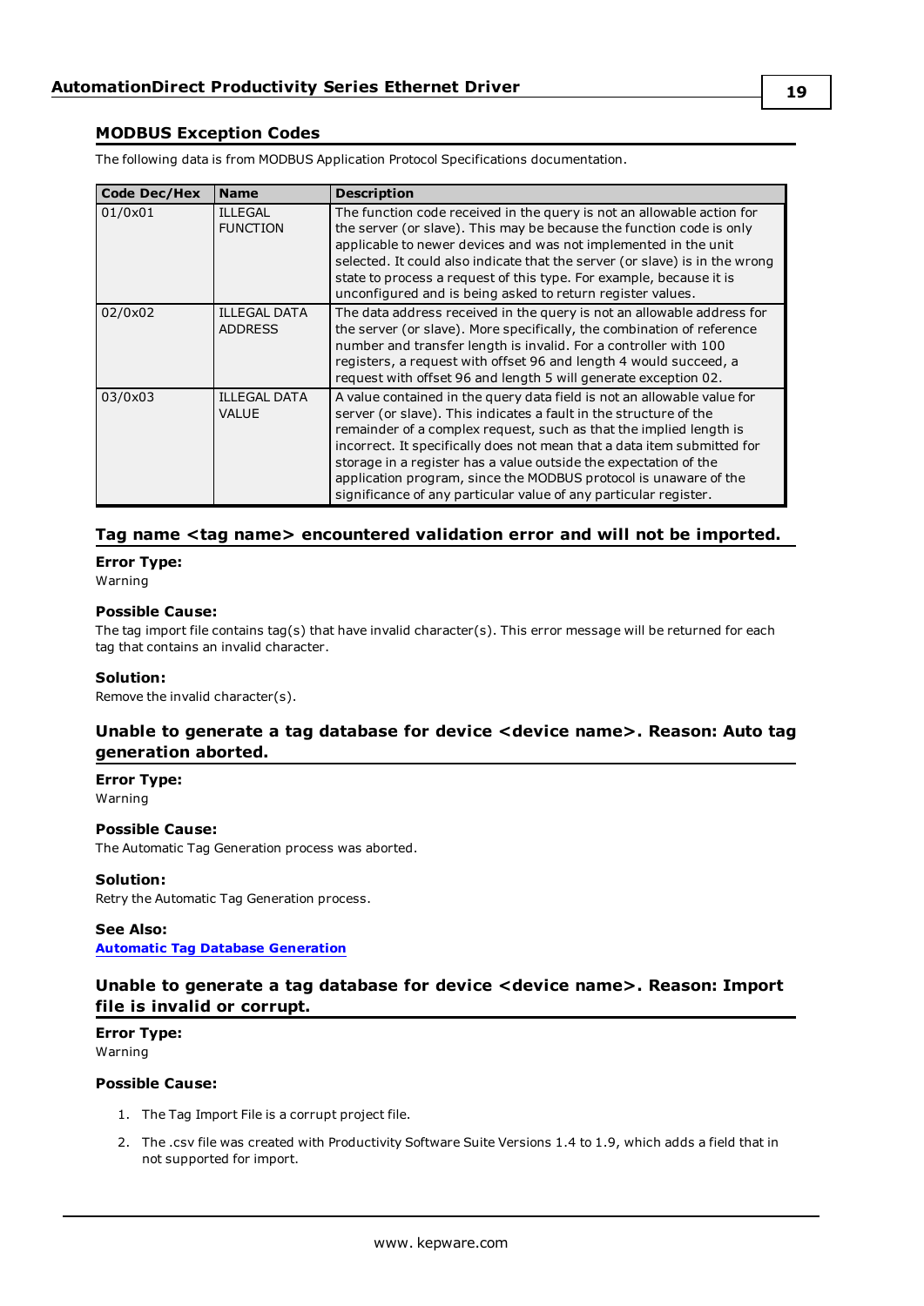## MODBUS Exception Codes

The following data is from MODBUS Application Protocol Specifications documentation.

| Code Dec/Hex | Name | Description |
|---|---|---|
| 01/0x01 | ILLEGAL FUNCTION | The function code received in the query is not an allowable action for the server (or slave). This may be because the function code is only applicable to newer devices and was not implemented in the unit selected. It could also indicate that the server (or slave) is in the wrong state to process a request of this type. For example, because it is unconfigured and is being asked to return register values. |
| 02/0x02 | ILLEGAL DATA ADDRESS | The data address received in the query is not an allowable address for the server (or slave). More specifically, the combination of reference number and transfer length is invalid. For a controller with 100 registers, a request with offset 96 and length 4 would succeed, a request with offset 96 and length 5 will generate exception 02. |
| 03/0x03 | ILLEGAL DATA VALUE | A value contained in the query data field is not an allowable value for server (or slave). This indicates a fault in the structure of the remainder of a complex request, such as that the implied length is incorrect. It specifically does not mean that a data item submitted for storage in a register has a value outside the expectation of the application program, since the MODBUS protocol is unaware of the significance of any particular value of any particular register. |

## Tag name <tag name> encountered validation error and will not be imported.

**Error Type:**
Warning

**Possible Cause:**
The tag import file contains tag(s) that have invalid character(s). This error message will be returned for each tag that contains an invalid character.

**Solution:**
Remove the invalid character(s).

## Unable to generate a tag database for device <device name>. Reason: Auto tag generation aborted.

**Error Type:**
Warning

**Possible Cause:**
The Automatic Tag Generation process was aborted.

**Solution:**
Retry the Automatic Tag Generation process.

**See Also:**
**Automatic Tag Database Generation**

## Unable to generate a tag database for device <device name>. Reason: Import file is invalid or corrupt.

**Error Type:**
Warning

**Possible Cause:**

1. The Tag Import File is a corrupt project file.
2. The .csv file was created with Productivity Software Suite Versions 1.4 to 1.9, which adds a field that in not supported for import.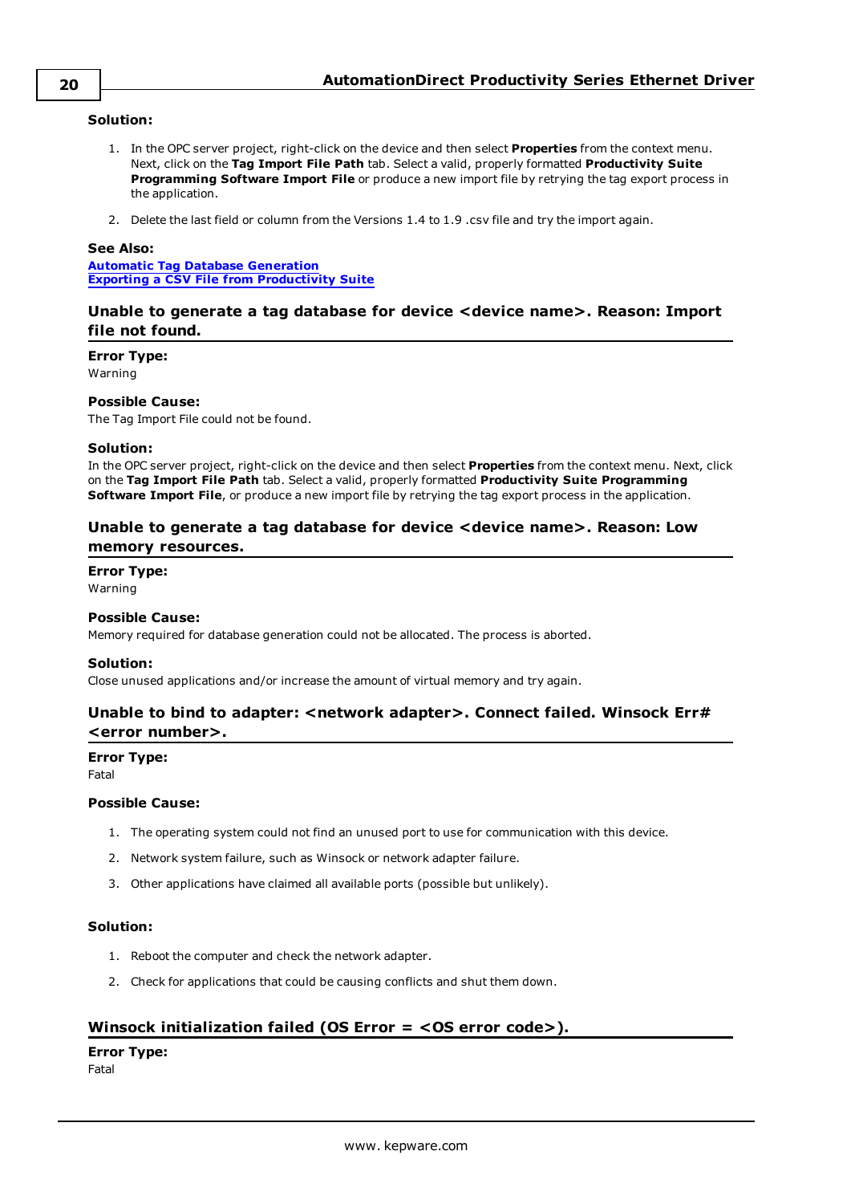**Solution:**

1. In the OPC server project, right-click on the device and then select **Properties** from the context menu. Next, click on the **Tag Import File Path** tab. Select a valid, properly formatted **Productivity Suite Programming Software Import File** or produce a new import file by retrying the tag export process in the application.

2. Delete the last field or column from the Versions 1.4 to 1.9 .csv file and try the import again.

**See Also:**
[Automatic Tag Database Generation]
[Exporting a CSV File from Productivity Suite]

### Unable to generate a tag database for device <device name>. Reason: Import file not found.

**Error Type:**
Warning

**Possible Cause:**
The Tag Import File could not be found.

**Solution:**
In the OPC server project, right-click on the device and then select **Properties** from the context menu. Next, click on the **Tag Import File Path** tab. Select a valid, properly formatted **Productivity Suite Programming Software Import File**, or produce a new import file by retrying the tag export process in the application.

### Unable to generate a tag database for device <device name>. Reason: Low memory resources.

**Error Type:**
Warning

**Possible Cause:**
Memory required for database generation could not be allocated. The process is aborted.

**Solution:**
Close unused applications and/or increase the amount of virtual memory and try again.

### Unable to bind to adapter: <network adapter>. Connect failed. Winsock Err# <error number>.

**Error Type:**
Fatal

**Possible Cause:**

1. The operating system could not find an unused port to use for communication with this device.

2. Network system failure, such as Winsock or network adapter failure.

3. Other applications have claimed all available ports (possible but unlikely).

**Solution:**

1. Reboot the computer and check the network adapter.

2. Check for applications that could be causing conflicts and shut them down.

### Winsock initialization failed (OS Error = <OS error code>).

**Error Type:**
Fatal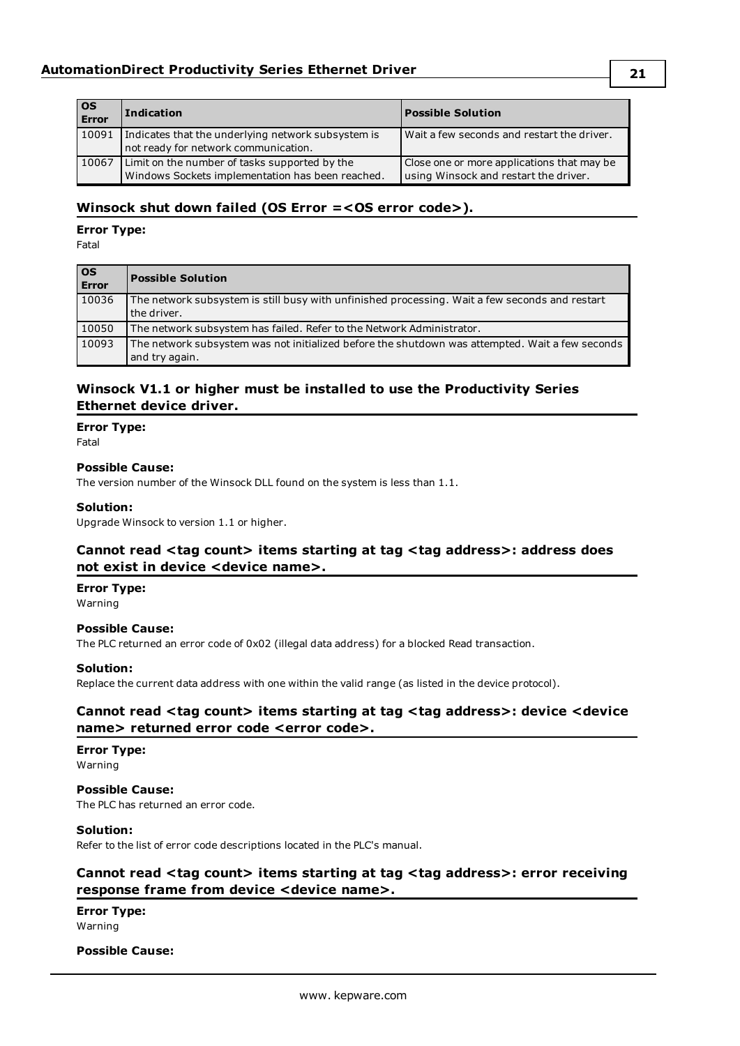| OS Error | Indication | Possible Solution |
|---|---|---|
| 10091 | Indicates that the underlying network subsystem is not ready for network communication. | Wait a few seconds and restart the driver. |
| 10067 | Limit on the number of tasks supported by the Windows Sockets implementation has been reached. | Close one or more applications that may be using Winsock and restart the driver. |

### Winsock shut down failed (OS Error =<OS error code>).

**Error Type:**
Fatal

| OS Error | Possible Solution |
|---|---|
| 10036 | The network subsystem is still busy with unfinished processing. Wait a few seconds and restart the driver. |
| 10050 | The network subsystem has failed. Refer to the Network Administrator. |
| 10093 | The network subsystem was not initialized before the shutdown was attempted. Wait a few seconds and try again. |

### Winsock V1.1 or higher must be installed to use the Productivity Series Ethernet device driver.

**Error Type:**
Fatal

**Possible Cause:**
The version number of the Winsock DLL found on the system is less than 1.1.

**Solution:**
Upgrade Winsock to version 1.1 or higher.

### Cannot read <tag count> items starting at tag <tag address>: address does not exist in device <device name>.

**Error Type:**
Warning

**Possible Cause:**
The PLC returned an error code of 0x02 (illegal data address) for a blocked Read transaction.

**Solution:**
Replace the current data address with one within the valid range (as listed in the device protocol).

### Cannot read <tag count> items starting at tag <tag address>: device <device name> returned error code <error code>.

**Error Type:**
Warning

**Possible Cause:**
The PLC has returned an error code.

**Solution:**
Refer to the list of error code descriptions located in the PLC's manual.

### Cannot read <tag count> items starting at tag <tag address>: error receiving response frame from device <device name>.

**Error Type:**
Warning

**Possible Cause:**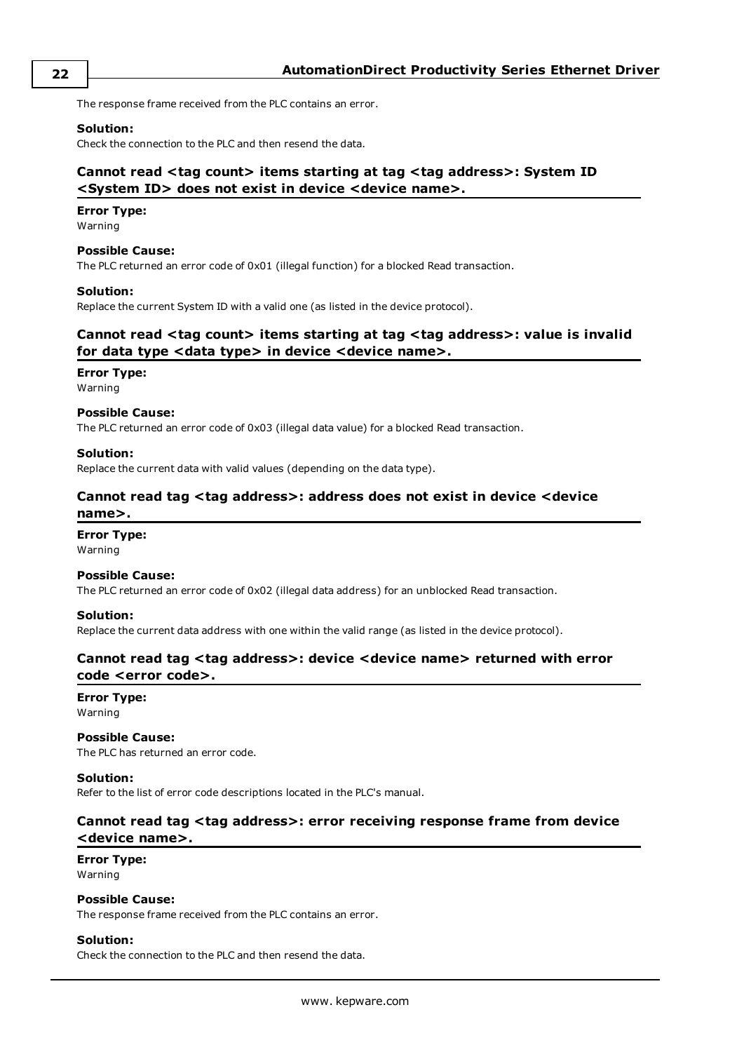The response frame received from the PLC contains an error.

**Solution:**
Check the connection to the PLC and then resend the data.

### Cannot read <tag count> items starting at tag <tag address>: System ID <System ID> does not exist in device <device name>.

**Error Type:**
Warning

**Possible Cause:**
The PLC returned an error code of 0x01 (illegal function) for a blocked Read transaction.

**Solution:**
Replace the current System ID with a valid one (as listed in the device protocol).

### Cannot read <tag count> items starting at tag <tag address>: value is invalid for data type <data type> in device <device name>.

**Error Type:**
Warning

**Possible Cause:**
The PLC returned an error code of 0x03 (illegal data value) for a blocked Read transaction.

**Solution:**
Replace the current data with valid values (depending on the data type).

### Cannot read tag <tag address>: address does not exist in device <device name>.

**Error Type:**
Warning

**Possible Cause:**
The PLC returned an error code of 0x02 (illegal data address) for an unblocked Read transaction.

**Solution:**
Replace the current data address with one within the valid range (as listed in the device protocol).

### Cannot read tag <tag address>: device <device name> returned with error code <error code>.

**Error Type:**
Warning

**Possible Cause:**
The PLC has returned an error code.

**Solution:**
Refer to the list of error code descriptions located in the PLC's manual.

### Cannot read tag <tag address>: error receiving response frame from device <device name>.

**Error Type:**
Warning

**Possible Cause:**
The response frame received from the PLC contains an error.

**Solution:**
Check the connection to the PLC and then resend the data.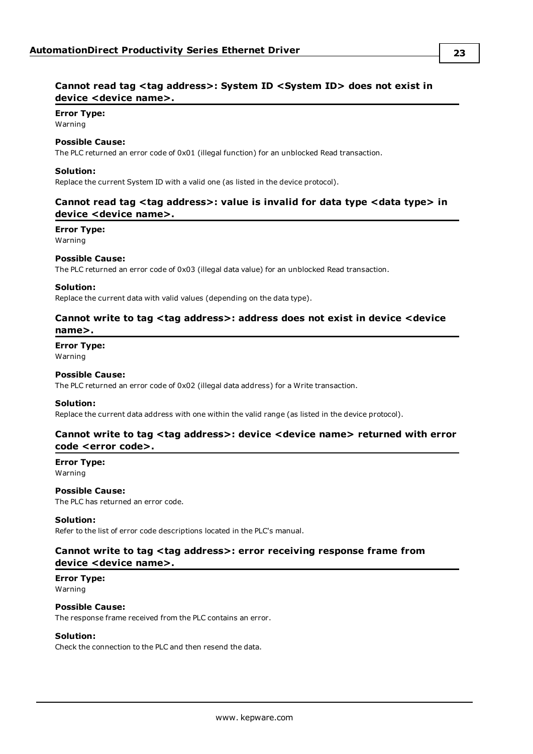### Cannot read tag <tag address>: System ID <System ID> does not exist in device <device name>.

**Error Type:**
Warning

**Possible Cause:**
The PLC returned an error code of 0x01 (illegal function) for an unblocked Read transaction.

**Solution:**
Replace the current System ID with a valid one (as listed in the device protocol).

### Cannot read tag <tag address>: value is invalid for data type <data type> in device <device name>.

**Error Type:**
Warning

**Possible Cause:**
The PLC returned an error code of 0x03 (illegal data value) for an unblocked Read transaction.

**Solution:**
Replace the current data with valid values (depending on the data type).

### Cannot write to tag <tag address>: address does not exist in device <device name>.

**Error Type:**
Warning

**Possible Cause:**
The PLC returned an error code of 0x02 (illegal data address) for a Write transaction.

**Solution:**
Replace the current data address with one within the valid range (as listed in the device protocol).

### Cannot write to tag <tag address>: device <device name> returned with error code <error code>.

**Error Type:**
Warning

**Possible Cause:**
The PLC has returned an error code.

**Solution:**
Refer to the list of error code descriptions located in the PLC's manual.

### Cannot write to tag <tag address>: error receiving response frame from device <device name>.

**Error Type:**
Warning

**Possible Cause:**
The response frame received from the PLC contains an error.

**Solution:**
Check the connection to the PLC and then resend the data.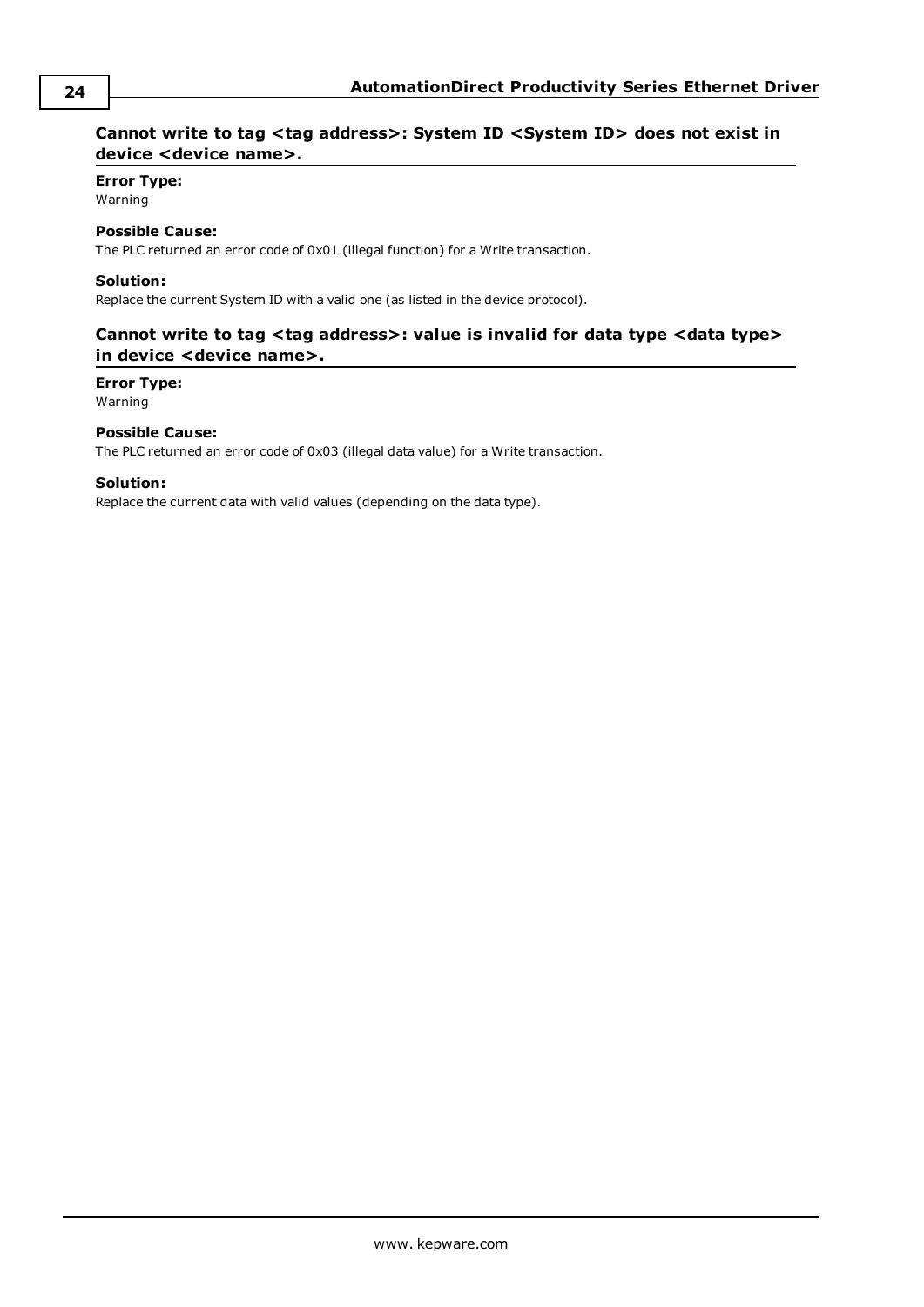## Cannot write to tag <tag address>: System ID <System ID> does not exist in device <device name>.

**Error Type:**
Warning

**Possible Cause:**
The PLC returned an error code of 0x01 (illegal function) for a Write transaction.

**Solution:**
Replace the current System ID with a valid one (as listed in the device protocol).

## Cannot write to tag <tag address>: value is invalid for data type <data type> in device <device name>.

**Error Type:**
Warning

**Possible Cause:**
The PLC returned an error code of 0x03 (illegal data value) for a Write transaction.

**Solution:**
Replace the current data with valid values (depending on the data type).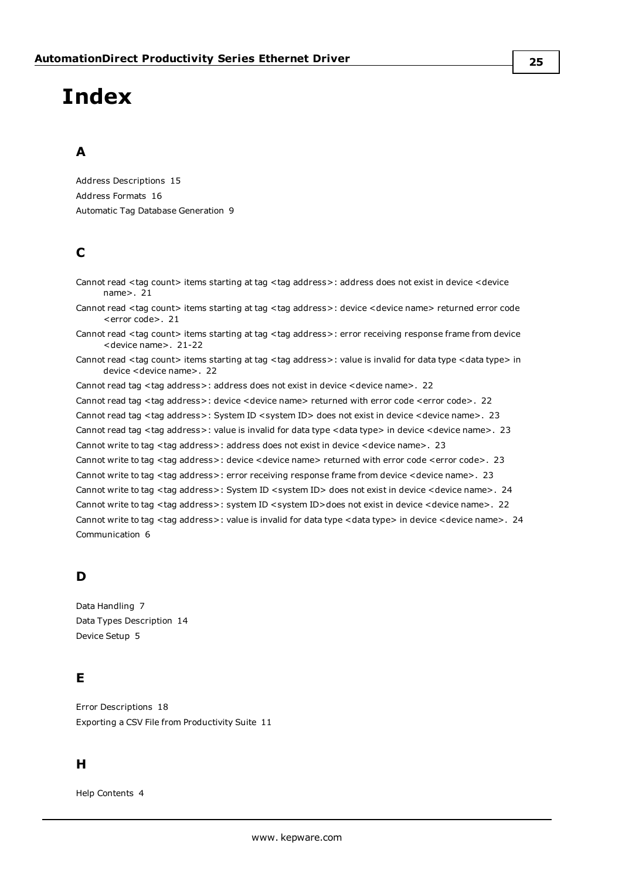# Index

## A

Address Descriptions 15

Address Formats 16

Automatic Tag Database Generation 9

## C

Cannot read <tag count> items starting at tag <tag address>: address does not exist in device <device name>. 21

Cannot read <tag count> items starting at tag <tag address>: device <device name> returned error code <error code>. 21

Cannot read <tag count> items starting at tag <tag address>: error receiving response frame from device <device name>. 21-22

Cannot read <tag count> items starting at tag <tag address>: value is invalid for data type <data type> in device <device name>. 22

Cannot read tag <tag address>: address does not exist in device <device name>. 22

Cannot read tag <tag address>: device <device name> returned with error code <error code>. 22

Cannot read tag <tag address>: System ID <system ID> does not exist in device <device name>. 23

Cannot read tag <tag address>: value is invalid for data type <data type> in device <device name>. 23

Cannot write to tag <tag address>: address does not exist in device <device name>. 23

Cannot write to tag <tag address>: device <device name> returned with error code <error code>. 23

Cannot write to tag <tag address>: error receiving response frame from device <device name>. 23

Cannot write to tag <tag address>: System ID <system ID> does not exist in device <device name>. 24

Cannot write to tag <tag address>: system ID <system ID>does not exist in device <device name>. 22

Cannot write to tag <tag address>: value is invalid for data type <data type> in device <device name>. 24

Communication 6

## D

Data Handling 7

Data Types Description 14

Device Setup 5

## E

Error Descriptions 18

Exporting a CSV File from Productivity Suite 11

## H

Help Contents 4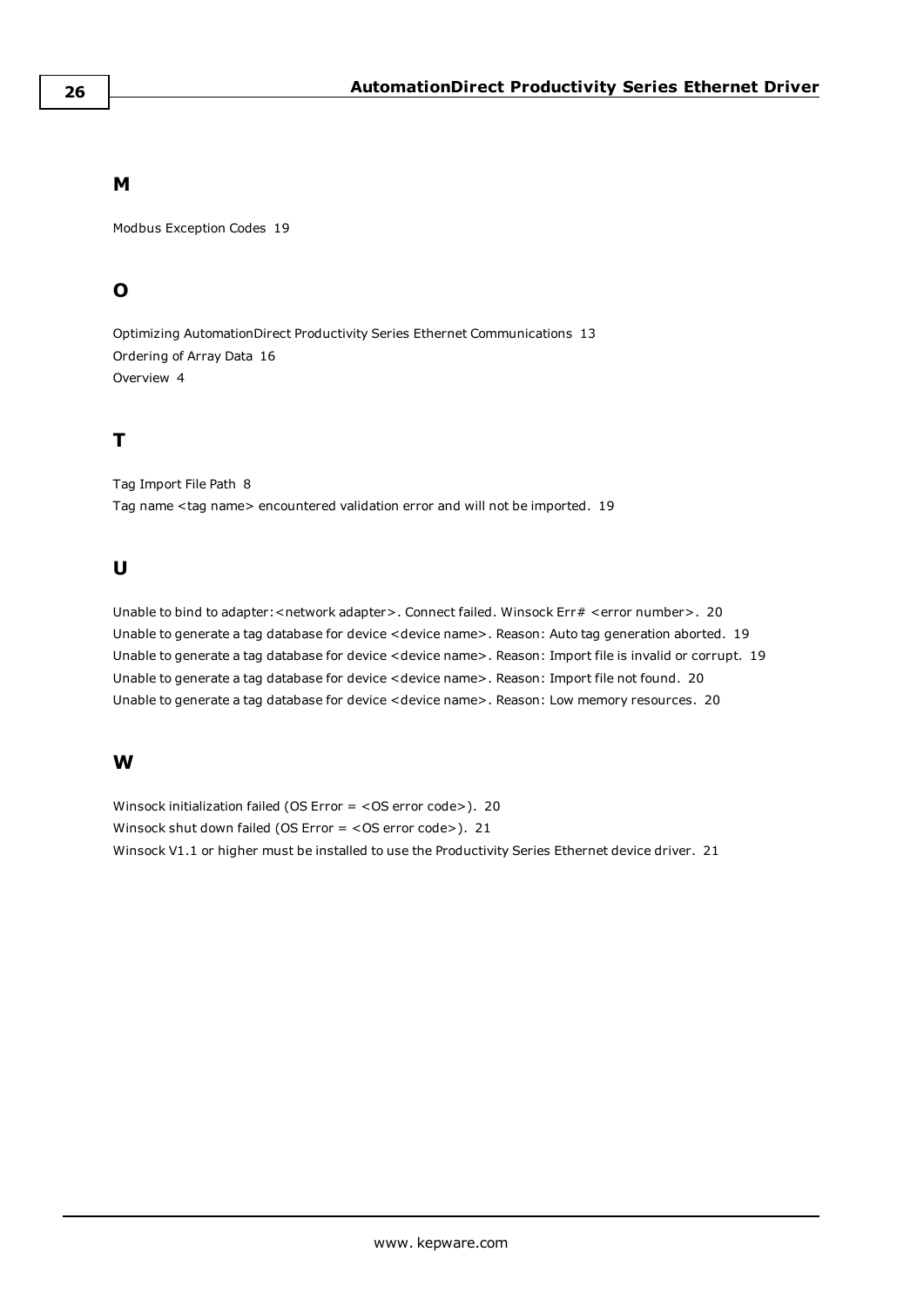## M

Modbus Exception Codes 19

## O

Optimizing AutomationDirect Productivity Series Ethernet Communications 13
Ordering of Array Data 16
Overview 4

## T

Tag Import File Path 8
Tag name <tag name> encountered validation error and will not be imported. 19

## U

Unable to bind to adapter: <network adapter>. Connect failed. Winsock Err# <error number>. 20
Unable to generate a tag database for device <device name>. Reason: Auto tag generation aborted. 19
Unable to generate a tag database for device <device name>. Reason: Import file is invalid or corrupt. 19
Unable to generate a tag database for device <device name>. Reason: Import file not found. 20
Unable to generate a tag database for device <device name>. Reason: Low memory resources. 20

## W

Winsock initialization failed (OS Error = <OS error code>). 20
Winsock shut down failed (OS Error = <OS error code>). 21
Winsock V1.1 or higher must be installed to use the Productivity Series Ethernet device driver. 21